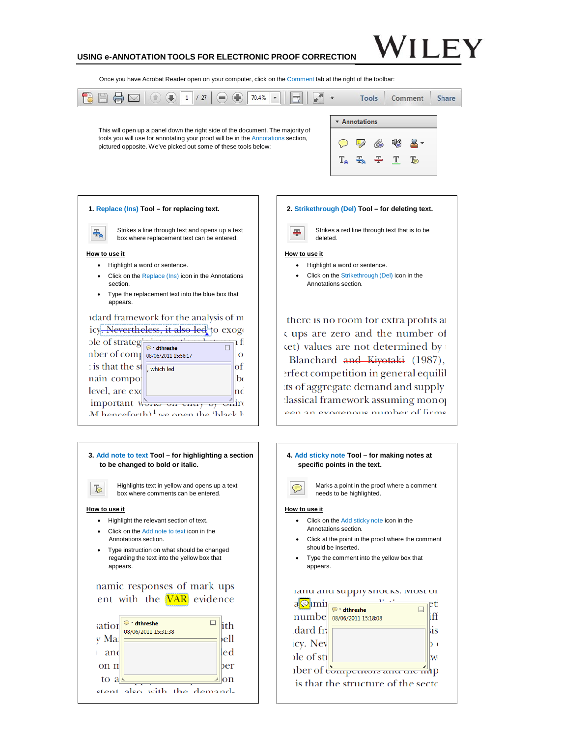**USING e-ANNOTATION TOOLS FOR ELECTRONIC PROOF CORRECTION**

WILEY

Once you have Acrobat Reader open on your computer, click on the Comment tab at the right of the toolbar:

This will open up a panel down the right side of the document. The majority of tools you will use for annotating your proof will be in the Annotations section, pictured opposite. We've picked out some of these tools below:

### 1. Replace (Ins) Tool – for replacing text.

Strikes a line through text and opens up a text box where replacement text can be entered.

**How to use it**

- Highlight a word or sentence.
- Click on the Replace (Ins) icon in the Annotations section.
- Type the replacement text into the blue box that appears.

### 2. Strikethrough (Del) Tool – for deleting text.

Strikes a red line through text that is to be deleted.

**How to use it**

- Highlight a word or sentence.
- Click on the Strikethrough (Del) icon in the Annotations section.

### 3. Add note to text Tool – for highlighting a section to be changed to bold or italic.

Highlights text in yellow and opens up a text box where comments can be entered.

**How to use it**

- Highlight the relevant section of text.
- Click on the Add note to text icon in the Annotations section.
- Type instruction on what should be changed regarding the text into the yellow box that appears.

### 4. Add sticky note Tool – for making notes at specific points in the text.

Marks a point in the proof where a comment needs to be highlighted.

**How to use it**

- Click on the Add sticky note icon in the Annotations section.
- Click at the point in the proof where the comment should be inserted.
- Type the comment into the yellow box that appears.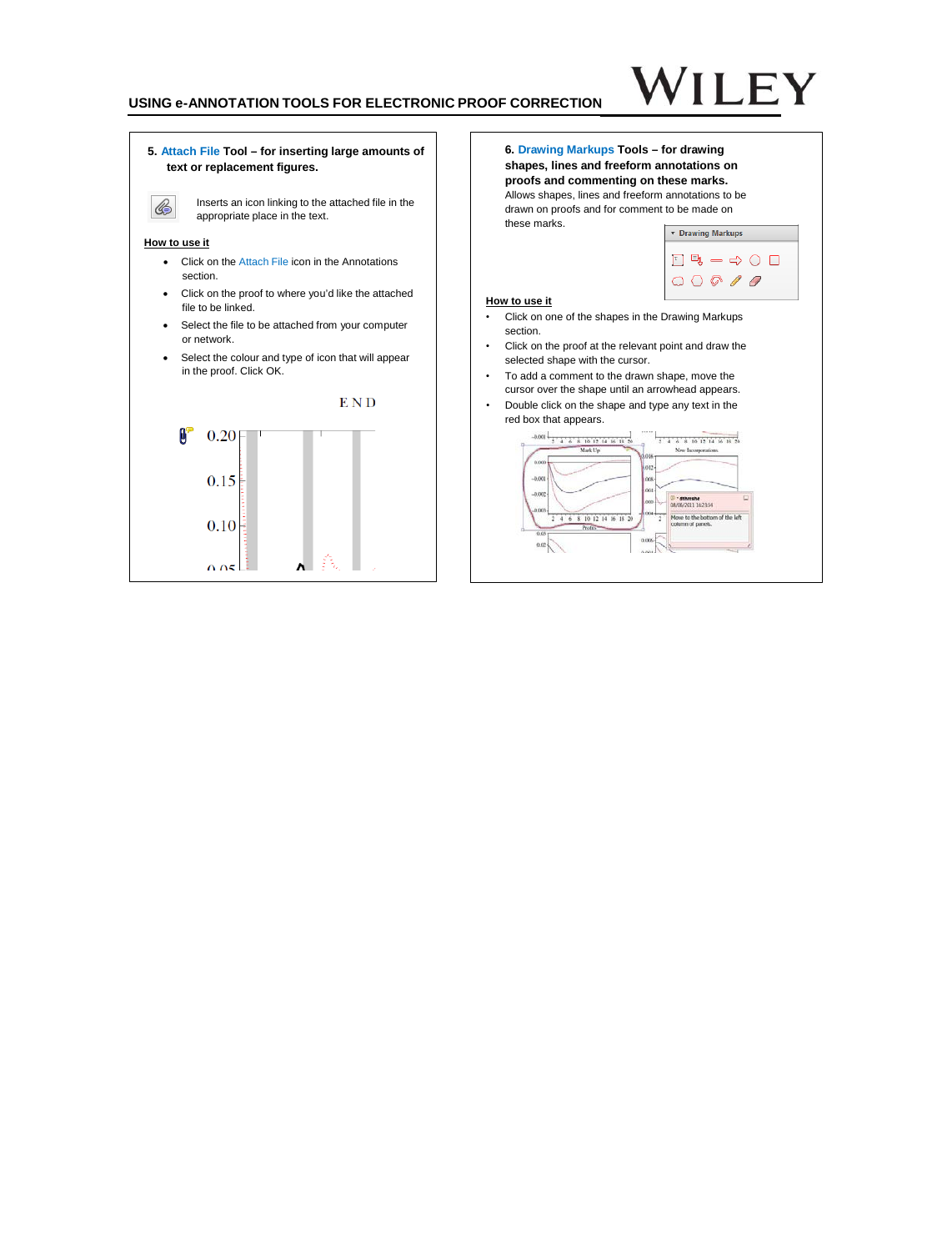## 5. Attach File Tool – for inserting large amounts of text or replacement figures.

Inserts an icon linking to the attached file in the appropriate place in the text.

**How to use it**

- Click on the Attach File icon in the Annotations section.
- Click on the proof to where you'd like the attached file to be linked.
- Select the file to be attached from your computer or network.
- Select the colour and type of icon that will appear in the proof. Click OK.

## 6. Drawing Markups Tools – for drawing shapes, lines and freeform annotations on proofs and commenting on these marks.

Allows shapes, lines and freeform annotations to be drawn on proofs and for comment to be made on these marks.

**How to use it**

- Click on one of the shapes in the Drawing Markups section.
- Click on the proof at the relevant point and draw the selected shape with the cursor.
- To add a comment to the drawn shape, move the cursor over the shape until an arrowhead appears.
- Double click on the shape and type any text in the red box that appears.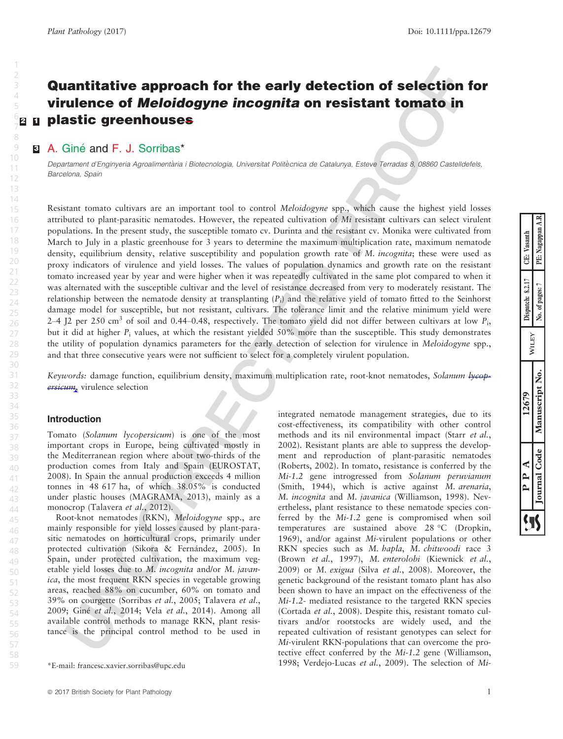# Quantitative approach for the early detection of selection for virulence of *Meloidogyne incognita* on resistant tomato in plastic greenhouses

A. Giné and F. J. Sorribas*

*Departament d'Enginyeria Agroalimentària i Biotecnologia, Universitat Politècnica de Catalunya, Esteve Terradas 8, 08860 Castelldefels, Barcelona, Spain*

Resistant tomato cultivars are an important tool to control *Meloidogyne* spp., which cause the highest yield losses attributed to plant-parasitic nematodes. However, the repeated cultivation of *Mi* resistant cultivars can select virulent populations. In the present study, the susceptible tomato cv. Durinta and the resistant cv. Monika were cultivated from March to July in a plastic greenhouse for 3 years to determine the maximum multiplication rate, maximum nematode density, equilibrium density, relative susceptibility and population growth rate of *M. incognita*; these were used as proxy indicators of virulence and yield losses. The values of population dynamics and growth rate on the resistant tomato increased year by year and were higher when it was repeatedly cultivated in the same plot compared to when it was alternated with the susceptible cultivar and the level of resistance decreased from very to moderately resistant. The relationship between the nematode density at transplanting ($P_i$) and the relative yield of tomato fitted to the Seinhorst damage model for susceptible, but not resistant, cultivars. The tolerance limit and the relative minimum yield were 2–4 J2 per 250 $cm^3$ of soil and 0.44–0.48, respectively. The tomato yield did not differ between cultivars at low $P_i$, but it did at higher $P_i$ values, at which the resistant yielded 50% more than the susceptible. This study demonstrates the utility of population dynamics parameters for the early detection of selection for virulence in *Meloidogyne* spp., and that three consecutive years were not sufficient to select for a completely virulent population.

*Keywords:* damage function, equilibrium density, maximum multiplication rate, root-knot nematodes, *Solanum lycopersicum*, virulence selection

## Introduction

Tomato (*Solanum lycopersicum*) is one of the most important crops in Europe, being cultivated mostly in the Mediterranean region where about two-thirds of the production comes from Italy and Spain (EUROSTAT, 2008). In Spain the annual production exceeds 4 million tonnes in 48 617 ha, of which 38.05% is conducted under plastic houses (MAGRAMA, 2013), mainly as a monocrop (Talavera *et al.*, 2012).

Root-knot nematodes (RKN), *Meloidogyne* spp., are mainly responsible for yield losses caused by plant-parasitic nematodes on horticultural crops, primarily under protected cultivation (Sikora & Fernández, 2005). In Spain, under protected cultivation, the maximum vegetable yield losses due to *M. incognita* and/or *M. javanica*, the most frequent RKN species in vegetable growing areas, reached 88% on cucumber, 60% on tomato and 39% on courgette (Sorribas *et al.*, 2005; Talavera *et al.*, 2009; Giné *et al.*, 2014; Vela *et al.*, 2014). Among all available control methods to manage RKN, plant resistance is the principal control method to be used in integrated nematode management strategies, due to its cost-effectiveness, its compatibility with other control methods and its nil environmental impact (Starr *et al.*, 2002). Resistant plants are able to suppress the development and reproduction of plant-parasitic nematodes (Roberts, 2002). In tomato, resistance is conferred by the *Mi-1.2* gene introgressed from *Solanum peruvianum* (Smith, 1944), which is active against *M. arenaria*, *M. incognita* and *M. javanica* (Williamson, 1998). Nevertheless, plant resistance to these nematode species conferred by the *Mi-1.2* gene is compromised when soil temperatures are sustained above 28 °C (Dropkin, 1969), and/or against *Mi*-virulent populations or other RKN species such as *M. hapla*, *M. chitwoodi* race 3 (Brown *et al.*, 1997), *M. enterolobi* (Kiewnick *et al.*, 2009) or *M. exigua* (Silva *et al.*, 2008). Moreover, the genetic background of the resistant tomato plant has also been shown to have an impact on the effectiveness of the *Mi-1.2*- mediated resistance to the targeted RKN species (Cortada *et al.*, 2008). Despite this, resistant tomato cultivars and/or rootstocks are widely used, and the repeated cultivation of resistant genotypes can select for *Mi*-virulent RKN-populations that can overcome the protective effect conferred by the *Mi-1.2* gene (Williamson, 1998; Verdejo-Lucas *et al.*, 2009). The selection of *Mi*-

*E-mail: francesc.xavier.sorribas@upc.edu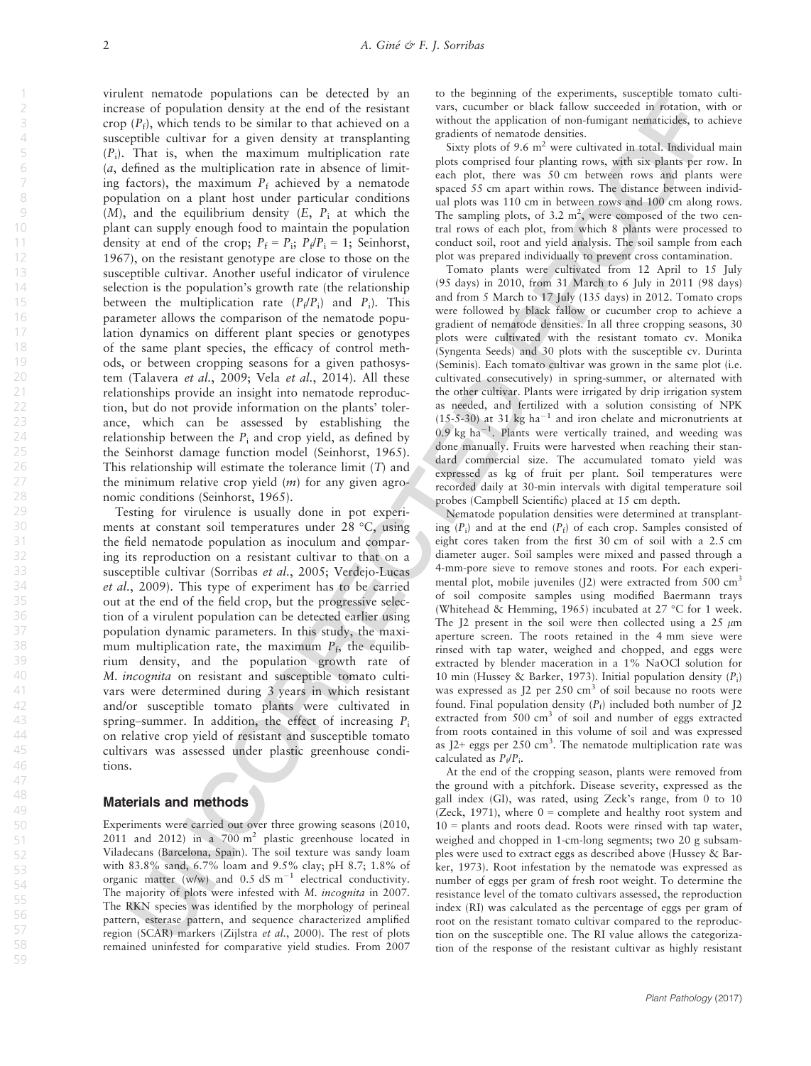virulent nematode populations can be detected by an increase of population density at the end of the resistant crop ($P_f$), which tends to be similar to that achieved on a susceptible cultivar for a given density at transplanting ($P_i$). That is, when the maximum multiplication rate ($a$, defined as the multiplication rate in absence of limiting factors), the maximum $P_f$ achieved by a nematode population on a plant host under particular conditions ($M$), and the equilibrium density ($E$, $P_i$ at which the plant can supply enough food to maintain the population density at end of the crop; $P_f = P_i$; $P_f/P_i = 1$; Seinhorst, 1967), on the resistant genotype are close to those on the susceptible cultivar. Another useful indicator of virulence selection is the population's growth rate (the relationship between the multiplication rate ($P_f/P_i$) and $P_i$). This parameter allows the comparison of the nematode population dynamics on different plant species or genotypes of the same plant species, the efficacy of control methods, or between cropping seasons for a given pathosystem (Talavera *et al.*, 2009; Vela *et al.*, 2014). All these relationships provide an insight into nematode reproduction, but do not provide information on the plants' tolerance, which can be assessed by establishing the relationship between the $P_i$ and crop yield, as defined by the Seinhorst damage function model (Seinhorst, 1965). This relationship will estimate the tolerance limit ($T$) and the minimum relative crop yield ($m$) for any given agronomic conditions (Seinhorst, 1965).

Testing for virulence is usually done in pot experiments at constant soil temperatures under 28 °C, using the field nematode population as inoculum and comparing its reproduction on a resistant cultivar to that on a susceptible cultivar (Sorribas *et al.*, 2005; Verdejo-Lucas *et al.*, 2009). This type of experiment has to be carried out at the end of the field crop, but the progressive selection of a virulent population can be detected earlier using population dynamic parameters. In this study, the maximum multiplication rate, the maximum $P_f$, the equilibrium density, and the population growth rate of *M. incognita* on resistant and susceptible tomato cultivars were determined during 3 years in which resistant and/or susceptible tomato plants were cultivated in spring–summer. In addition, the effect of increasing $P_i$ on relative crop yield of resistant and susceptible tomato cultivars was assessed under plastic greenhouse conditions.

## Materials and methods

Experiments were carried out over three growing seasons (2010, 2011 and 2012) in a 700 $m^2$ plastic greenhouse located in Viladecans (Barcelona, Spain). The soil texture was sandy loam with 83.8% sand, 6.7% loam and 9.5% clay; pH 8.7; 1.8% of organic matter (w/w) and 0.5 dS $m^{-1}$ electrical conductivity. The majority of plots were infested with *M. incognita* in 2007. The RKN species was identified by the morphology of perineal pattern, esterase pattern, and sequence characterized amplified region (SCAR) markers (Zijlstra *et al.*, 2000). The rest of plots remained uninfested for comparative yield studies. From 2007 to the beginning of the experiments, susceptible tomato cultivars, cucumber or black fallow succeeded in rotation, with or without the application of non-fumigant nematicides, to achieve gradients of nematode densities.

Sixty plots of 9.6 $m^2$ were cultivated in total. Individual main plots comprised four planting rows, with six plants per row. In each plot, there was 50 cm between rows and plants were spaced 55 cm apart within rows. The distance between individual plots was 110 cm in between rows and 100 cm along rows. The sampling plots, of 3.2 $m^2$, were composed of the two central rows of each plot, from which 8 plants were processed to conduct soil, root and yield analysis. The soil sample from each plot was prepared individually to prevent cross contamination.

Tomato plants were cultivated from 12 April to 15 July (95 days) in 2010, from 31 March to 6 July in 2011 (98 days) and from 5 March to 17 July (135 days) in 2012. Tomato crops were followed by black fallow or cucumber crop to achieve a gradient of nematode densities. In all three cropping seasons, 30 plots were cultivated with the resistant tomato cv. Monika (Syngenta Seeds) and 30 plots with the susceptible cv. Durinta (Seminis). Each tomato cultivar was grown in the same plot (i.e. cultivated consecutively) in spring-summer, or alternated with the other cultivar. Plants were irrigated by drip irrigation system as needed, and fertilized with a solution consisting of NPK (15-5-30) at 31 kg $ha^{-1}$ and iron chelate and micronutrients at 0.9 kg $ha^{-1}$. Plants were vertically trained, and weeding was done manually. Fruits were harvested when reaching their standard commercial size. The accumulated tomato yield was expressed as kg of fruit per plant. Soil temperatures were recorded daily at 30-min intervals with digital temperature soil probes (Campbell Scientific) placed at 15 cm depth.

Nematode population densities were determined at transplanting ($P_i$) and at the end ($P_f$) of each crop. Samples consisted of eight cores taken from the first 30 cm of soil with a 2.5 cm diameter auger. Soil samples were mixed and passed through a 4-mm-pore sieve to remove stones and roots. For each experimental plot, mobile juveniles (J2) were extracted from 500 $cm^3$ of soil composite samples using modified Baermann trays (Whitehead & Hemming, 1965) incubated at 27 °C for 1 week. The J2 present in the soil were then collected using a 25 $\mu$m aperture screen. The roots retained in the 4 mm sieve were rinsed with tap water, weighed and chopped, and eggs were extracted by blender maceration in a 1% NaOCl solution for 10 min (Hussey & Barker, 1973). Initial population density ($P_i$) was expressed as J2 per 250 $cm^3$ of soil because no roots were found. Final population density ($P_f$) included both number of J2 extracted from 500 $cm^3$ of soil and number of eggs extracted from roots contained in this volume of soil and was expressed as J2+ eggs per 250 $cm^3$. The nematode multiplication rate was calculated as $P_f/P_i$.

At the end of the cropping season, plants were removed from the ground with a pitchfork. Disease severity, expressed as the gall index (GI), was rated, using Zeck's range, from 0 to 10 (Zeck, 1971), where 0 = complete and healthy root system and 10 = plants and roots dead. Roots were rinsed with tap water, weighed and chopped in 1-cm-long segments; two 20 g subsamples were used to extract eggs as described above (Hussey & Barker, 1973). Root infestation by the nematode was expressed as number of eggs per gram of fresh root weight. To determine the resistance level of the tomato cultivars assessed, the reproduction index (RI) was calculated as the percentage of eggs per gram of root on the resistant tomato cultivar compared to the reproduction on the susceptible one. The RI value allows the categorization of the response of the resistant cultivar as highly resistant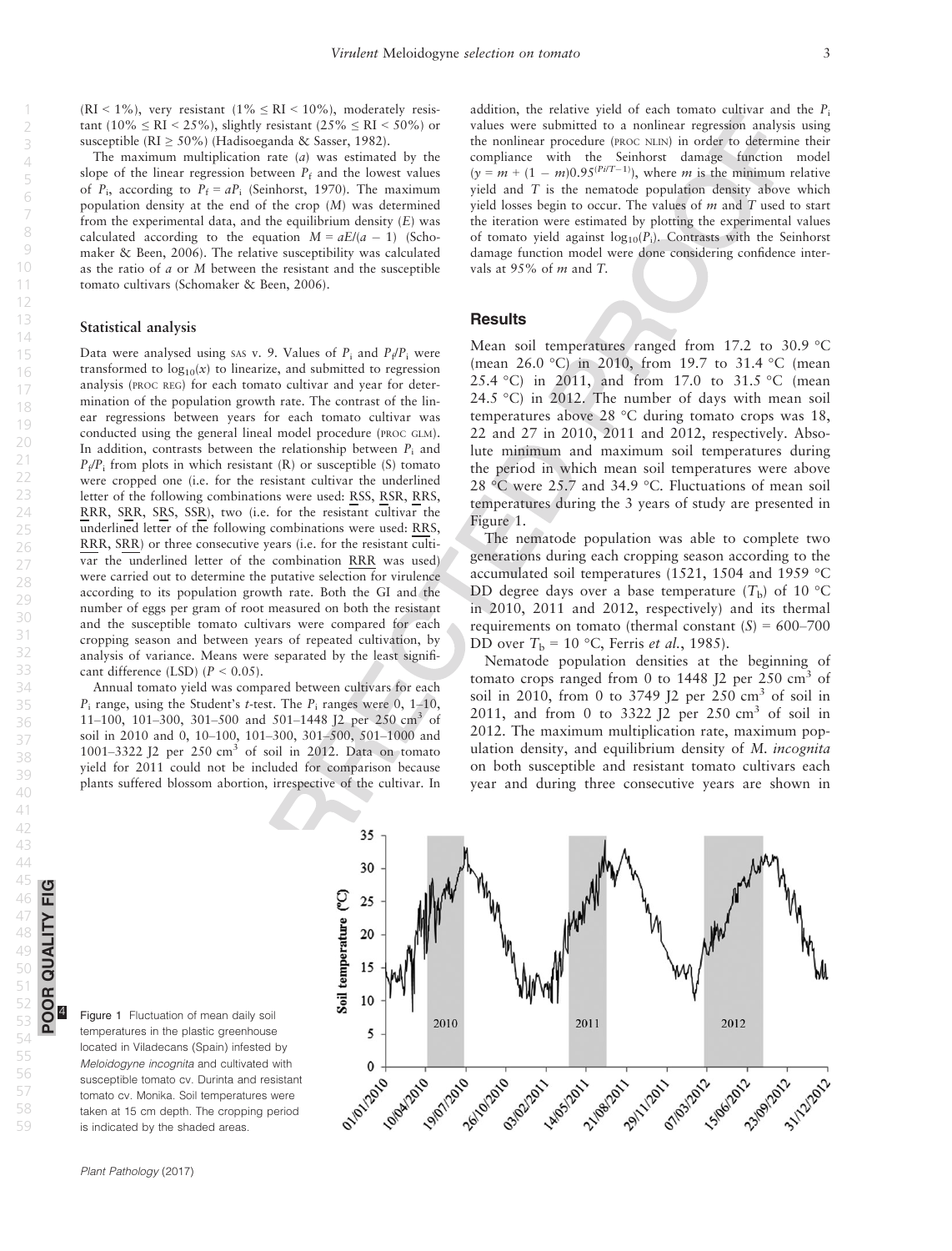(RI < 1%), very resistant (1% ≤ RI < 10%), moderately resistant (10% ≤ RI < 25%), slightly resistant (25% ≤ RI < 50%) or susceptible (RI ≥ 50%) (Hadisoeganda & Sasser, 1982).

The maximum multiplication rate ($a$) was estimated by the slope of the linear regression between $P_f$ and the lowest values of $P_i$, according to $P_f = aP_i$ (Seinhorst, 1970). The maximum population density at the end of the crop ($M$) was determined from the experimental data, and the equilibrium density ($E$) was calculated according to the equation $M = aE/(a - 1)$ (Schomaker & Been, 2006). The relative susceptibility was calculated as the ratio of $a$ or $M$ between the resistant and the susceptible tomato cultivars (Schomaker & Been, 2006).

### Statistical analysis

Data were analysed using SAS v. 9. Values of $P_i$ and $P_f/P_i$ were transformed to $\log_{10}(x)$ to linearize, and submitted to regression analysis (PROC REG) for each tomato cultivar and year for determination of the population growth rate. The contrast of the linear regressions between years for each tomato cultivar was conducted using the general lineal model procedure (PROC GLM). In addition, contrasts between the relationship between $P_i$ and $P_f/P_i$ from plots in which resistant (R) or susceptible (S) tomato were cropped one (i.e. for the resistant cultivar the underlined letter of the following combinations were used: RSS, RSR, RRS, RRR, SRR, SRS, SSR), two (i.e. for the resistant cultivar the underlined letter of the following combinations were used: RRS, RRR, SRR) or three consecutive years (i.e. for the resistant cultivar the underlined letter of the combination RRR was used) were carried out to determine the putative selection for virulence according to its population growth rate. Both the GI and the number of eggs per gram of root measured on both the resistant and the susceptible tomato cultivars were compared for each cropping season and between years of repeated cultivation, by analysis of variance. Means were separated by the least significant difference (LSD) ($P < 0.05$).

Annual tomato yield was compared between cultivars for each $P_i$ range, using the Student's $t$-test. The $P_i$ ranges were 0, 1–10, 11–100, 101–300, 301–500 and 501–1448 J2 per 250 cm$^3$ of soil in 2010 and 0, 10–100, 101–300, 301–500, 501–1000 and 1001–3322 J2 per 250 cm$^3$ of soil in 2012. Data on tomato yield for 2011 could not be included for comparison because plants suffered blossom abortion, irrespective of the cultivar. In addition, the relative yield of each tomato cultivar and the $P_i$ values were submitted to a nonlinear regression analysis using the nonlinear procedure (PROC NLIN) in order to determine their compliance with the Seinhorst damage function model ($y = m + (1 - m)0.95^{(Pi/T-1)}$), where $m$ is the minimum relative yield and $T$ is the nematode population density above which yield losses begin to occur. The values of $m$ and $T$ used to start the iteration were estimated by plotting the experimental values of tomato yield against $\log_{10}(P_i)$. Contrasts with the Seinhorst damage function model were done considering confidence intervals at 95% of $m$ and $T$.

## Results

Mean soil temperatures ranged from 17.2 to 30.9 °C (mean 26.0 °C) in 2010, from 19.7 to 31.4 °C (mean 25.4 °C) in 2011, and from 17.0 to 31.5 °C (mean 24.5 °C) in 2012. The number of days with mean soil temperatures above 28 °C during tomato crops was 18, 22 and 27 in 2010, 2011 and 2012, respectively. Absolute minimum and maximum soil temperatures during the period in which mean soil temperatures were above 28 °C were 25.7 and 34.9 °C. Fluctuations of mean soil temperatures during the 3 years of study are presented in Figure 1.

The nematode population was able to complete two generations during each cropping season according to the accumulated soil temperatures (1521, 1504 and 1959 °C DD degree days over a base temperature ($T_b$) of 10 °C in 2010, 2011 and 2012, respectively) and its thermal requirements on tomato (thermal constant ($S$) = 600–700 DD over $T_b$ = 10 °C, Ferris *et al.*, 1985).

Nematode population densities at the beginning of tomato crops ranged from 0 to 1448 J2 per 250 cm$^3$ of soil in 2010, from 0 to 3749 J2 per 250 cm$^3$ of soil in 2011, and from 0 to 3322 J2 per 250 cm$^3$ of soil in 2012. The maximum multiplication rate, maximum population density, and equilibrium density of *M. incognita* on both susceptible and resistant tomato cultivars each year and during three consecutive years are shown in

Figure 1 Fluctuation of mean daily soil temperatures in the plastic greenhouse located in Viladecans (Spain) infested by *Meloidogyne incognita* and cultivated with susceptible tomato cv. Durinta and resistant tomato cv. Monika. Soil temperatures were taken at 15 cm depth. The cropping period is indicated by the shaded areas.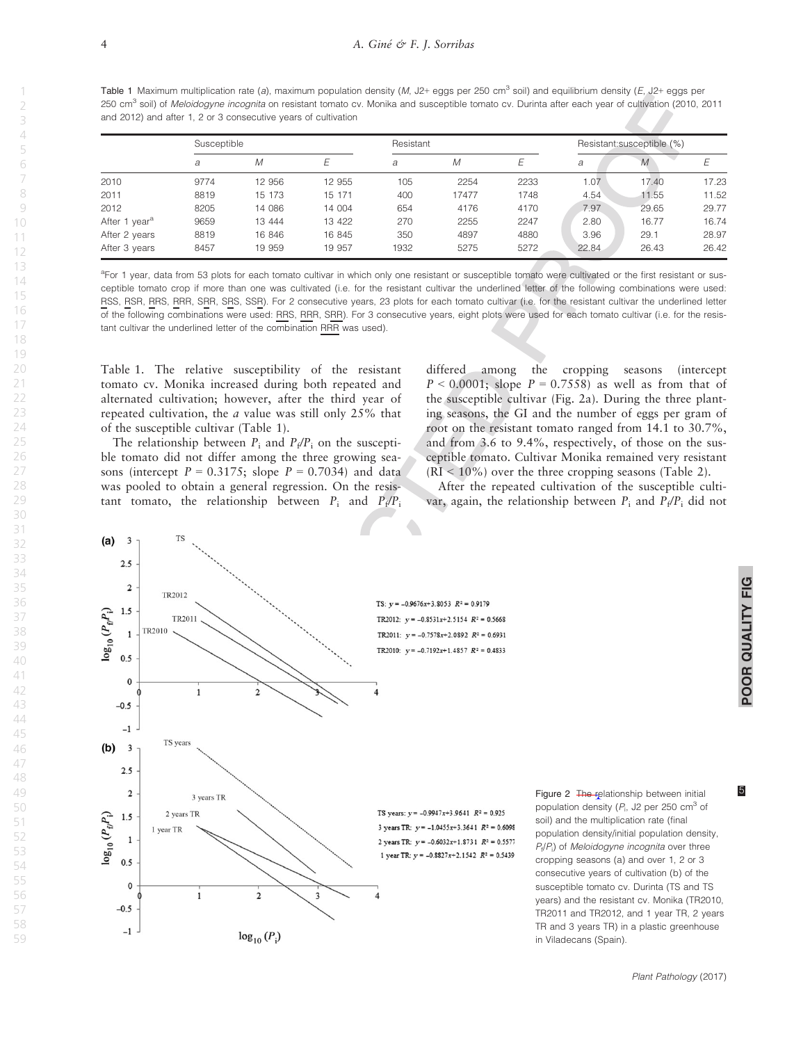Table 1 Maximum multiplication rate (*a*), maximum population density (*M*, J2+ eggs per 250 cm$^3$ soil) and equilibrium density (*E*, J2+ eggs per 250 cm$^3$ soil) of *Meloidogyne incognita* on resistant tomato cv. Monika and susceptible tomato cv. Durinta after each year of cultivation (2010, 2011 and 2012) and after 1, 2 or 3 consecutive years of cultivation

| | Susceptible | | | Resistant | | | Resistant:susceptible (%) | | |
|---|---|---|---|---|---|---|---|---|---|
| | *a* | *M* | *E* | *a* | *M* | *E* | *a* | *M* | *E* |
| 2010 | 9774 | 12 956 | 12 955 | 105 | 2254 | 2233 | 1.07 | 17.40 | 17.23 |
| 2011 | 8819 | 15 173 | 15 171 | 400 | 17477 | 1748 | 4.54 | 11.55 | 11.52 |
| 2012 | 8205 | 14 086 | 14 004 | 654 | 4176 | 4170 | 7.97 | 29.65 | 29.77 |
| After 1 year[a] | 9659 | 13 444 | 13 422 | 270 | 2255 | 2247 | 2.80 | 16.77 | 16.74 |
| After 2 years | 8819 | 16 846 | 16 845 | 350 | 4897 | 4880 | 3.96 | 29.1 | 28.97 |
| After 3 years | 8457 | 19 959 | 19 957 | 1932 | 5275 | 5272 | 22.84 | 26.43 | 26.42 |

[a]For 1 year, data from 53 plots for each tomato cultivar in which only one resistant or susceptible tomato were cultivated or the first resistant or susceptible tomato crop if more than one was cultivated (i.e. for the resistant cultivar the underlined letter of the following combinations were used: RSS, RSR, RRS, RRR, SRR, SRS, SSR). For 2 consecutive years, 23 plots for each tomato cultivar (i.e. for the resistant cultivar the underlined letter of the following combinations were used: RRS, RRR, SRR). For 3 consecutive years, eight plots were used for each tomato cultivar (i.e. for the resistant cultivar the underlined letter of the combination RRR was used).

Table 1. The relative susceptibility of the resistant tomato cv. Monika increased during both repeated and alternated cultivation; however, after the third year of repeated cultivation, the *a* value was still only 25% that of the susceptible cultivar (Table 1).

The relationship between $P_i$ and $P_f/P_i$ on the susceptible tomato did not differ among the three growing seasons (intercept $P = 0.3175$; slope $P = 0.7034$) and data was pooled to obtain a general regression. On the resistant tomato, the relationship between $P_i$ and $P_f/P_i$ differed among the cropping seasons (intercept $P < 0.0001$; slope $P = 0.7558$) as well as from that of the susceptible cultivar (Fig. 2a). During the three planting seasons, the GI and the number of eggs per gram of root on the resistant tomato ranged from 14.1 to 30.7%, and from 3.6 to 9.4%, respectively, of those on the susceptible tomato. Cultivar Monika remained very resistant (RI < 10%) over the three cropping seasons (Table 2).

After the repeated cultivation of the susceptible cultivar, again, the relationship between $P_i$ and $P_f/P_i$ did not

Figure 2 The relationship between initial population density ($P_i$, J2 per 250 cm$^3$ of soil) and the multiplication rate (final population density/initial population density, $P_f/P_i$) of *Meloidogyne incognita* over three cropping seasons (a) and over 1, 2 or 3 consecutive years of cultivation (b) of the susceptible tomato cv. Durinta (TS and TS years) and the resistant cv. Monika (TR2010, TR2011 and TR2012, and 1 year TR, 2 years TR and 3 years TR) in a plastic greenhouse in Viladecans (Spain).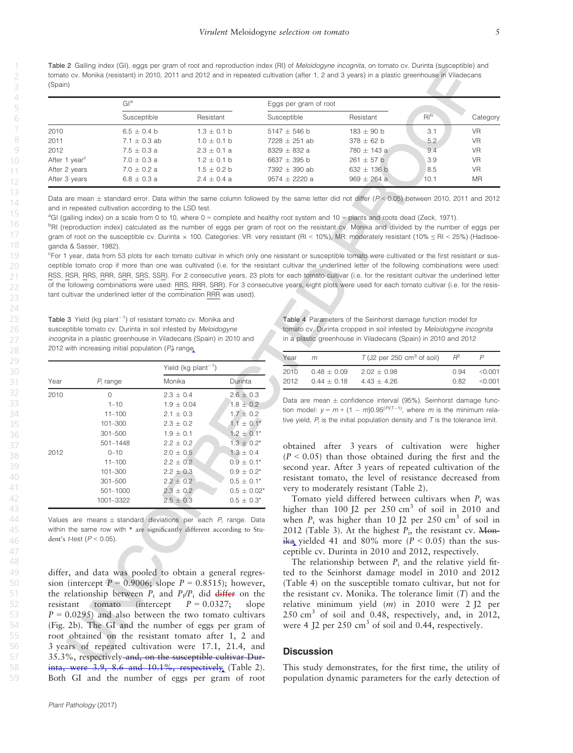Table 2 Galling index (GI), eggs per gram of root and reproduction index (RI) of *Meloidogyne incognita*, on tomato cv. Durinta (susceptible) and tomato cv. Monika (resistant) in 2010, 2011 and 2012 and in repeated cultivation (after 1, 2 and 3 years) in a plastic greenhouse in Viladecans (Spain)

| | GI[a] | | Eggs per gram of root | | | |
|---|---|---|---|---|---|---|
| | Susceptible | Resistant | Susceptible | Resistant | RI[b] | Category |
| 2010 | 6.5 ± 0.4 b | 1.3 ± 0.1 b | 5147 ± 546 b | 183 ± 90 b | 3.1 | VR |
| 2011 | 7.1 ± 0.3 ab | 1.0 ± 0.1 b | 7228 ± 251 ab | 378 ± 62 b | 5.2 | VR |
| 2012 | 7.5 ± 0.3 a | 2.3 ± 0.1 a | 8329 ± 832 a | 780 ± 143 a | 9.4 | VR |
| After 1 year[c] | 7.0 ± 0.3 a | 1.2 ± 0.1 b | 6637 ± 395 b | 261 ± 57 b | 3.9 | VR |
| After 2 years | 7.0 ± 0.2 a | 1.5 ± 0.2 b | 7392 ± 390 ab | 632 ± 136 b | 8.5 | VR |
| After 3 years | 6.8 ± 0.3 a | 2.4 ± 0.4 a | 9574 ± 2220 a | 969 ± 264 a | 10.1 | MR |

Data are mean ± standard error. Data within the same column followed by the same letter did not differ ($P < 0.05$) between 2010, 2011 and 2012 and in repeated cultivation according to the LSD test.

[a]GI (galling index) on a scale from 0 to 10, where 0 = complete and healthy root system and 10 = plants and roots dead (Zeck, 1971).

[b]RI (reproduction index) calculated as the number of eggs per gram of root on the resistant cv. Monika and divided by the number of eggs per gram of root on the susceptible cv. Durinta × 100. Categories: VR: very resistant (RI < 10%), MR: moderately resistant (10% ≤ RI < 25%) (Hadisoeganda & Sasser, 1982).

[c]For 1 year, data from 53 plots for each tomato cultivar in which only one resistant or susceptible tomato were cultivated or the first resistant or susceptible tomato crop if more than one was cultivated (i.e. for the resistant cultivar the underlined letter of the following combinations were used: RSS, RSR, RRS, RRR, SRR, SRS, SSR). For 2 consecutive years, 23 plots for each tomato cultivar (i.e. for the resistant cultivar the underlined letter of the following combinations were used: RRS, RRR, SRR). For 3 consecutive years, eight plots were used for each tomato cultivar (i.e. for the resistant cultivar the underlined letter of the combination RRR was used).

Table 3 Yield (kg plant$^{-1}$) of resistant tomato cv. Monika and susceptible tomato cv. Durinta in soil infested by *Meloidogyne incognita* in a plastic greenhouse in Viladecans (Spain) in 2010 and 2012 with increasing initial population ($P_i$) range

| | | Yield (kg plant$^{-1}$) | |
|---|---|---|---|
| Year | $P_i$ range | Monika | Durinta |
| 2010 | 0 | 2.3 ± 0.4 | 2.6 ± 0.3 |
| | 1–10 | 1.9 ± 0.04 | 1.8 ± 0.2 |
| | 11–100 | 2.1 ± 0.3 | 1.7 ± 0.2 |
| | 101–300 | 2.3 ± 0.2 | 1.1 ± 0.1* |
| | 301–500 | 1.9 ± 0.1 | 1.2 ± 0.1* |
| | 501–1448 | 2.2 ± 0.2 | 1.3 ± 0.2* |
| 2012 | 0–10 | 2.0 ± 0.5 | 1.3 ± 0.4 |
| | 11–100 | 2.2 ± 0.2 | 0.9 ± 0.1* |
| | 101–300 | 2.2 ± 0.3 | 0.9 ± 0.2* |
| | 301–500 | 2.2 ± 0.2 | 0.5 ± 0.1* |
| | 501–1000 | 2.3 ± 0.2 | 0.5 ± 0.02* |
| | 1001–3322 | 2.5 ± 0.3 | 0.5 ± 0.3* |

Values are means ± standard deviations per each $P_i$ range. Data within the same row with * are significantly different according to Student's *t*-test ($P < 0.05$).

differ, and data was pooled to obtain a general regression (intercept $P = 0.9006$; slope $P = 0.8515$); however, the relationship between $P_i$ and $P_f/P_i$ did differ on the resistant tomato (intercept $P = 0.0327$; slope $P = 0.0295$) and also between the two tomato cultivars (Fig. 2b). The GI and the number of eggs per gram of root obtained on the resistant tomato after 1, 2 and 3 years of repeated cultivation were 17.1, 21.4, and 35.3%, respectively and, on the susceptible cultivar Durinta, were 3.9, 8.6 and 10.1%, respectively (Table 2). Both GI and the number of eggs per gram of root obtained after 3 years of cultivation were higher ($P < 0.05$) than those obtained during the first and the second year. After 3 years of repeated cultivation of the resistant tomato, the level of resistance decreased from very to moderately resistant (Table 2).

Table 4 Parameters of the Seinhorst damage function model for tomato cv. Durinta cropped in soil infested by *Meloidogyne incognita* in a plastic greenhouse in Viladecans (Spain) in 2010 and 2012

| Year | $m$ | $T$ (J2 per 250 cm$^3$ of soil) | $R^2$ | $P$ |
|---|---|---|---|---|
| 2010 | 0.48 ± 0.09 | 2.02 ± 0.98 | 0.94 | <0.001 |
| 2012 | 0.44 ± 0.18 | 4.43 ± 4.26 | 0.82 | <0.001 |

Data are mean ± confidence interval (95%). Seinhorst damage function model: $y = m + (1 - m)0.95^{(P/T-1)}$, where $m$ is the minimum relative yield, $P_i$ is the initial population density and $T$ is the tolerance limit.

Tomato yield differed between cultivars when $P_i$ was higher than 100 J2 per 250 cm$^3$ of soil in 2010 and when $P_i$ was higher than 10 J2 per 250 cm$^3$ of soil in 2012 (Table 3). At the highest $P_i$, the resistant cv. Monika yielded 41 and 80% more ($P < 0.05$) than the susceptible cv. Durinta in 2010 and 2012, respectively.

The relationship between $P_i$ and the relative yield fitted to the Seinhorst damage model in 2010 and 2012 (Table 4) on the susceptible tomato cultivar, but not for the resistant cv. Monika. The tolerance limit ($T$) and the relative minimum yield ($m$) in 2010 were 2 J2 per 250 cm$^3$ of soil and 0.48, respectively, and, in 2012, were 4 J2 per 250 cm$^3$ of soil and 0.44, respectively.

## Discussion

This study demonstrates, for the first time, the utility of population dynamic parameters for the early detection of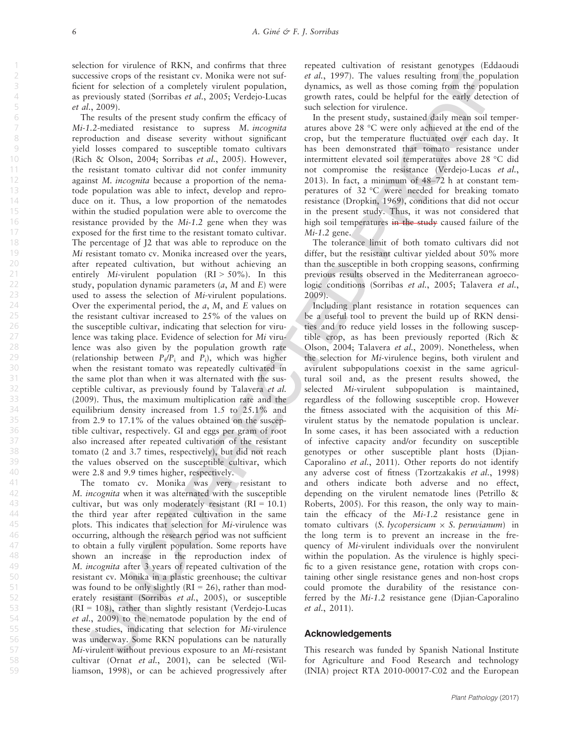selection for virulence of RKN, and confirms that three successive crops of the resistant cv. Monika were not sufficient for selection of a completely virulent population, as previously stated (Sorribas *et al*., 2005; Verdejo-Lucas *et al*., 2009).

The results of the present study confirm the efficacy of *Mi-1.2*-mediated resistance to supress *M. incognita* reproduction and disease severity without significant yield losses compared to susceptible tomato cultivars (Rich & Olson, 2004; Sorribas *et al*., 2005). However, the resistant tomato cultivar did not confer immunity against *M. incognita* because a proportion of the nematode population was able to infect, develop and reproduce on it. Thus, a low proportion of the nematodes within the studied population were able to overcome the resistance provided by the *Mi-1.2* gene when they was exposed for the first time to the resistant tomato cultivar. The percentage of J2 that was able to reproduce on the *Mi* resistant tomato cv. Monika increased over the years, after repeated cultivation, but without achieving an entirely *Mi*-virulent population (RI > 50%). In this study, population dynamic parameters (*a*, *M* and *E*) were used to assess the selection of *Mi*-virulent populations. Over the experimental period, the *a*, *M*, and *E* values on the resistant cultivar increased to 25% of the values on the susceptible cultivar, indicating that selection for virulence was taking place. Evidence of selection for *Mi* virulence was also given by the population growth rate (relationship between $P_f/P_i$ and $P_i$), which was higher when the resistant tomato was repeatedly cultivated in the same plot than when it was alternated with the susceptible cultivar, as previously found by Talavera *et al.* (2009). Thus, the maximum multiplication rate and the equilibrium density increased from 1.5 to 25.1% and from 2.9 to 17.1% of the values obtained on the susceptible cultivar, respectively. GI and eggs per gram of root also increased after repeated cultivation of the resistant tomato (2 and 3.7 times, respectively), but did not reach the values observed on the susceptible cultivar, which were 2.8 and 9.9 times higher, respectively.

The tomato cv. Monika was very resistant to *M. incognita* when it was alternated with the susceptible cultivar, but was only moderately resistant (RI = 10.1) the third year after repeated cultivation in the same plots. This indicates that selection for *Mi*-virulence was occurring, although the research period was not sufficient to obtain a fully virulent population. Some reports have shown an increase in the reproduction index of *M. incognita* after 3 years of repeated cultivation of the resistant cv. Monika in a plastic greenhouse; the cultivar was found to be only slightly (RI = 26), rather than moderately resistant (Sorribas *et al*., 2005), or susceptible (RI = 108), rather than slightly resistant (Verdejo-Lucas *et al*., 2009) to the nematode population by the end of these studies, indicating that selection for *Mi*-virulence was underway. Some RKN populations can be naturally *Mi*-virulent without previous exposure to an *Mi*-resistant cultivar (Ornat *et al*., 2001), can be selected (Williamson, 1998), or can be achieved progressively after repeated cultivation of resistant genotypes (Eddaoudi *et al*., 1997). The values resulting from the population dynamics, as well as those coming from the population growth rates, could be helpful for the early detection of such selection for virulence.

In the present study, sustained daily mean soil temperatures above 28 °C were only achieved at the end of the crop, but the temperature fluctuated over each day. It has been demonstrated that tomato resistance under intermittent elevated soil temperatures above 28 °C did not compromise the resistance (Verdejo-Lucas *et al*., 2013). In fact, a minimum of 48–72 h at constant temperatures of 32 °C were needed for breaking tomato resistance (Dropkin, 1969), conditions that did not occur in the present study. Thus, it was not considered that high soil temperatures ~~in the study~~ caused failure of the *Mi-1.2* gene.

The tolerance limit of both tomato cultivars did not differ, but the resistant cultivar yielded about 50% more than the susceptible in both cropping seasons, confirming previous results observed in the Mediterranean agroecologic conditions (Sorribas *et al*., 2005; Talavera *et al*., 2009).

Including plant resistance in rotation sequences can be a useful tool to prevent the build up of RKN densities and to reduce yield losses in the following susceptible crop, as has been previously reported (Rich & Olson, 2004; Talavera *et al*., 2009). Nonetheless, when the selection for *Mi*-virulence begins, both virulent and avirulent subpopulations coexist in the same agricultural soil and, as the present results showed, the selected *Mi*-virulent subpopulation is maintained, regardless of the following susceptible crop. However the fitness associated with the acquisition of this *Mi*-virulent status by the nematode population is unclear. In some cases, it has been associated with a reduction of infective capacity and/or fecundity on susceptible genotypes or other susceptible plant hosts (Djian-Caporalino *et al*., 2011). Other reports do not identify any adverse cost of fitness (Tzortzakakis *et al*., 1998) and others indicate both adverse and no effect, depending on the virulent nematode lines (Petrillo & Roberts, 2005). For this reason, the only way to maintain the efficacy of the *Mi-1.2* resistance gene in tomato cultivars (*S. lycopersicum* × *S. peruvianum*) in the long term is to prevent an increase in the frequency of *Mi*-virulent individuals over the nonvirulent within the population. As the virulence is highly specific to a given resistance gene, rotation with crops containing other single resistance genes and non-host crops could promote the durability of the resistance conferred by the *Mi-1.2* resistance gene (Djian-Caporalino *et al*., 2011).

## Acknowledgements

This research was funded by Spanish National Institute for Agriculture and Food Research and technology (INIA) project RTA 2010-00017-C02 and the European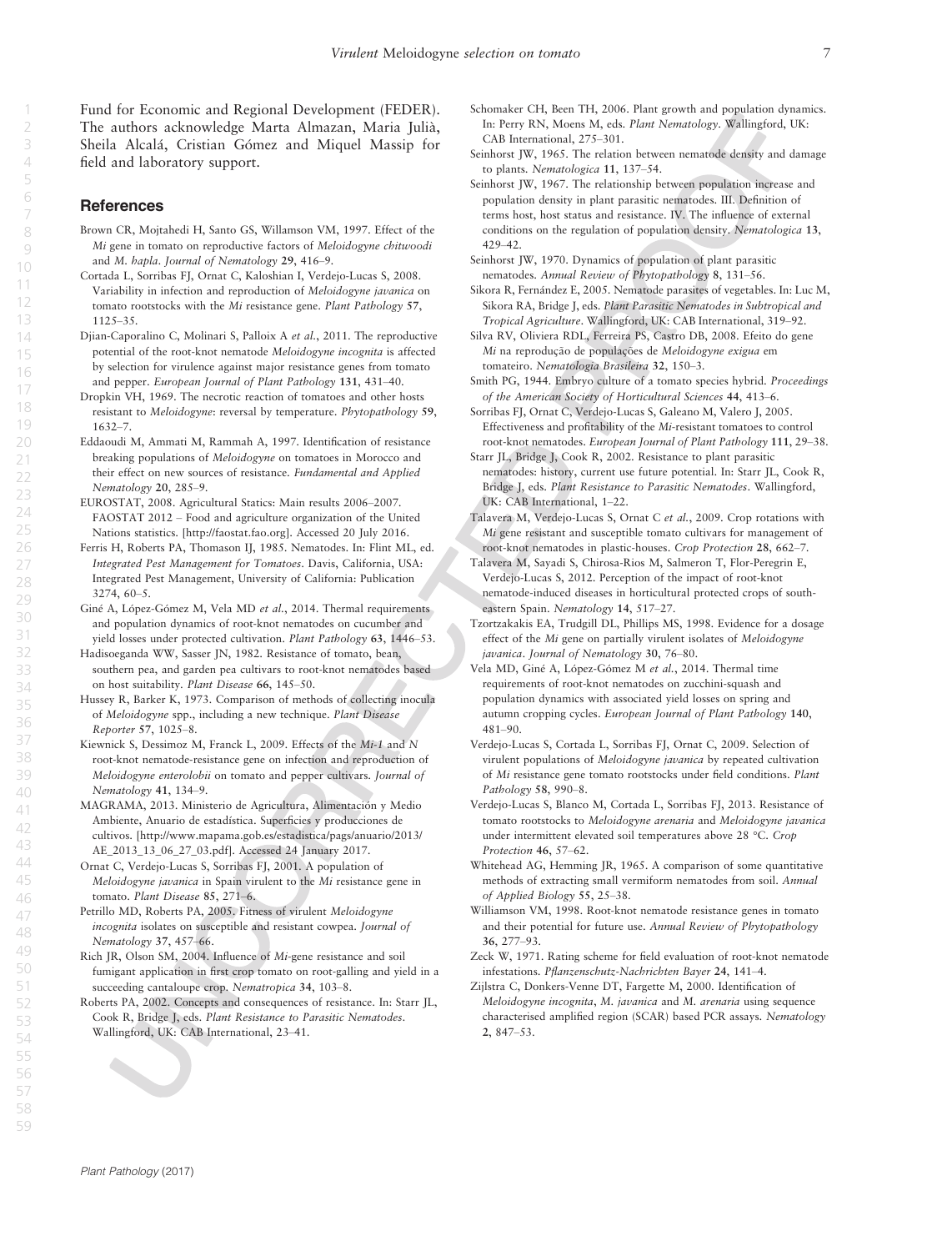Fund for Economic and Regional Development (FEDER). The authors acknowledge Marta Almazan, Maria Julià, Sheila Alcalá, Cristian Gómez and Miquel Massip for field and laboratory support.

## References

Brown CR, Mojtahedi H, Santo GS, Willamson VM, 1997. Effect of the *Mi* gene in tomato on reproductive factors of *Meloidogyne chitwoodi* and *M. hapla*. *Journal of Nematology* **29**, 416–9.

Cortada L, Sorribas FJ, Ornat C, Kaloshian I, Verdejo-Lucas S, 2008. Variability in infection and reproduction of *Meloidogyne javanica* on tomato rootstocks with the *Mi* resistance gene. *Plant Pathology* **57**, 1125–35.

Djian-Caporalino C, Molinari S, Palloix A *et al*., 2011. The reproductive potential of the root-knot nematode *Meloidogyne incognita* is affected by selection for virulence against major resistance genes from tomato and pepper. *European Journal of Plant Pathology* **131**, 431–40.

Dropkin VH, 1969. The necrotic reaction of tomatoes and other hosts resistant to *Meloidogyne*: reversal by temperature. *Phytopathology* **59**, 1632–7.

Eddaoudi M, Ammati M, Rammah A, 1997. Identification of resistance breaking populations of *Meloidogyne* on tomatoes in Morocco and their effect on new sources of resistance. *Fundamental and Applied Nematology* **20**, 285–9.

EUROSTAT, 2008. Agricultural Statics: Main results 2006–2007. FAOSTAT 2012 – Food and agriculture organization of the United Nations statistics. [http://faostat.fao.org]. Accessed 20 July 2016.

Ferris H, Roberts PA, Thomason IJ, 1985. Nematodes. In: Flint ML, ed. *Integrated Pest Management for Tomatoes*. Davis, California, USA: Integrated Pest Management, University of California: Publication 3274, 60–5.

Giné A, López-Gómez M, Vela MD *et al*., 2014. Thermal requirements and population dynamics of root-knot nematodes on cucumber and yield losses under protected cultivation. *Plant Pathology* **63**, 1446–53.

Hadisoeganda WW, Sasser JN, 1982. Resistance of tomato, bean, southern pea, and garden pea cultivars to root-knot nematodes based on host suitability. *Plant Disease* **66**, 145–50.

Hussey R, Barker K, 1973. Comparison of methods of collecting inocula of *Meloidogyne* spp., including a new technique. *Plant Disease Reporter* **57**, 1025–8.

Kiewnick S, Dessimoz M, Franck L, 2009. Effects of the *Mi-1* and *N* root-knot nematode-resistance gene on infection and reproduction of *Meloidogyne enterolobii* on tomato and pepper cultivars. *Journal of Nematology* **41**, 134–9.

MAGRAMA, 2013. Ministerio de Agricultura, Alimentación y Medio Ambiente, Anuario de estadística. Superficies y producciones de cultivos. [http://www.mapama.gob.es/estadistica/pags/anuario/2013/AE_2013_13_06_27_03.pdf]. Accessed 24 January 2017.

Ornat C, Verdejo-Lucas S, Sorribas FJ, 2001. A population of *Meloidogyne javanica* in Spain virulent to the *Mi* resistance gene in tomato. *Plant Disease* **85**, 271–6.

Petrillo MD, Roberts PA, 2005. Fitness of virulent *Meloidogyne incognita* isolates on susceptible and resistant cowpea. *Journal of Nematology* **37**, 457–66.

Rich JR, Olson SM, 2004. Influence of *Mi*-gene resistance and soil fumigant application in first crop tomato on root-galling and yield in a succeeding cantaloupe crop. *Nematropica* **34**, 103–8.

Roberts PA, 2002. Concepts and consequences of resistance. In: Starr JL, Cook R, Bridge J, eds. *Plant Resistance to Parasitic Nematodes*. Wallingford, UK: CAB International, 23–41.

Schomaker CH, Been TH, 2006. Plant growth and population dynamics. In: Perry RN, Moens M, eds. *Plant Nematology*. Wallingford, UK: CAB International, 275–301.

Seinhorst JW, 1965. The relation between nematode density and damage to plants. *Nematologica* **11**, 137–54.

Seinhorst JW, 1967. The relationship between population increase and population density in plant parasitic nematodes. III. Definition of terms host, host status and resistance. IV. The influence of external conditions on the regulation of population density. *Nematologica* **13**, 429–42.

Seinhorst JW, 1970. Dynamics of population of plant parasitic nematodes. *Annual Review of Phytopathology* **8**, 131–56.

Sikora R, Fernández E, 2005. Nematode parasites of vegetables. In: Luc M, Sikora RA, Bridge J, eds. *Plant Parasitic Nematodes in Subtropical and Tropical Agriculture*. Wallingford, UK: CAB International, 319–92.

Silva RV, Oliviera RDL, Ferreira PS, Castro DB, 2008. Efeito do gene *Mi* na reprodução de populações de *Meloidogyne exigua* em tomateiro. *Nematologia Brasileira* **32**, 150–3.

Smith PG, 1944. Embryo culture of a tomato species hybrid. *Proceedings of the American Society of Horticultural Sciences* **44**, 413–6.

Sorribas FJ, Ornat C, Verdejo-Lucas S, Galeano M, Valero J, 2005. Effectiveness and profitability of the *Mi*-resistant tomatoes to control root-knot nematodes. *European Journal of Plant Pathology* **111**, 29–38.

Starr JL, Bridge J, Cook R, 2002. Resistance to plant parasitic nematodes: history, current use future potential. In: Starr JL, Cook R, Bridge J, eds. *Plant Resistance to Parasitic Nematodes*. Wallingford, UK: CAB International, 1–22.

Talavera M, Verdejo-Lucas S, Ornat C *et al*., 2009. Crop rotations with *Mi* gene resistant and susceptible tomato cultivars for management of root-knot nematodes in plastic-houses. *Crop Protection* **28**, 662–7.

Talavera M, Sayadi S, Chirosa-Rios M, Salmeron T, Flor-Peregrin E, Verdejo-Lucas S, 2012. Perception of the impact of root-knot nematode-induced diseases in horticultural protected crops of south-eastern Spain. *Nematology* **14**, 517–27.

Tzortzakakis EA, Trudgill DL, Phillips MS, 1998. Evidence for a dosage effect of the *Mi* gene on partially virulent isolates of *Meloidogyne javanica*. *Journal of Nematology* **30**, 76–80.

Vela MD, Giné A, López-Gómez M *et al*., 2014. Thermal time requirements of root-knot nematodes on zucchini-squash and population dynamics with associated yield losses on spring and autumn cropping cycles. *European Journal of Plant Pathology* **140**, 481–90.

Verdejo-Lucas S, Cortada L, Sorribas FJ, Ornat C, 2009. Selection of virulent populations of *Meloidogyne javanica* by repeated cultivation of *Mi* resistance gene tomato rootstocks under field conditions. *Plant Pathology* **58**, 990–8.

Verdejo-Lucas S, Blanco M, Cortada L, Sorribas FJ, 2013. Resistance of tomato rootstocks to *Meloidogyne arenaria* and *Meloidogyne javanica* under intermittent elevated soil temperatures above 28 °C. *Crop Protection* **46**, 57–62.

Whitehead AG, Hemming JR, 1965. A comparison of some quantitative methods of extracting small vermiform nematodes from soil. *Annual of Applied Biology* **55**, 25–38.

Williamson VM, 1998. Root-knot nematode resistance genes in tomato and their potential for future use. *Annual Review of Phytopathology* **36**, 277–93.

Zeck W, 1971. Rating scheme for field evaluation of root-knot nematode infestations. *Pflanzenschutz-Nachrichten Bayer* **24**, 141–4.

Zijlstra C, Donkers-Venne DT, Fargette M, 2000. Identification of *Meloidogyne incognita*, *M. javanica* and *M. arenaria* using sequence characterised amplified region (SCAR) based PCR assays. *Nematology* **2**, 847–53.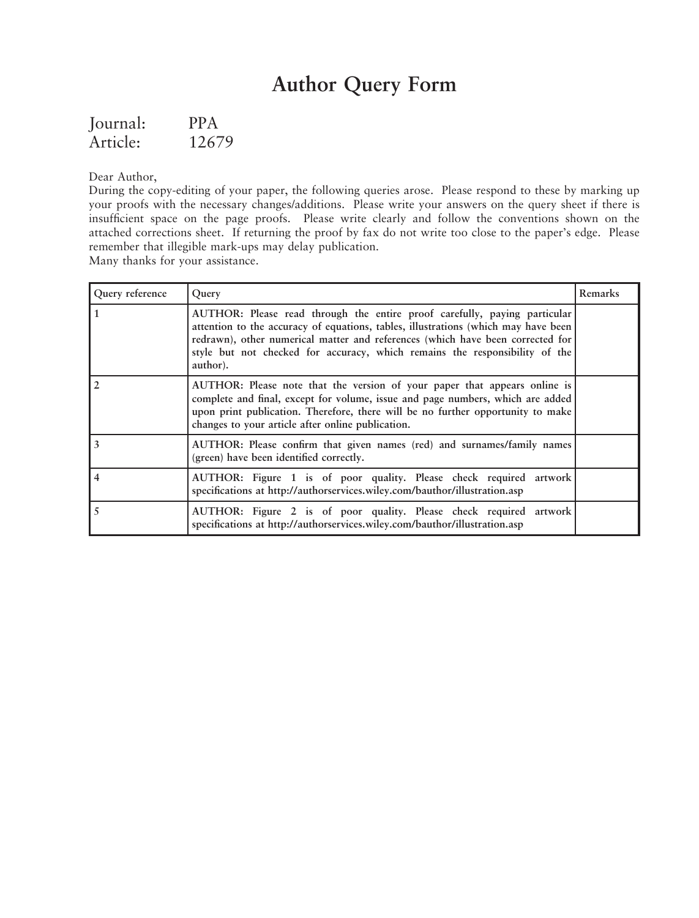# Author Query Form

Journal: PPA
Article: 12679

Dear Author,
During the copy-editing of your paper, the following queries arose. Please respond to these by marking up your proofs with the necessary changes/additions. Please write your answers on the query sheet if there is insufficient space on the page proofs. Please write clearly and follow the conventions shown on the attached corrections sheet. If returning the proof by fax do not write too close to the paper's edge. Please remember that illegible mark-ups may delay publication.
Many thanks for your assistance.

| Query reference | Query | Remarks |
|---|---|---|
| 1 | **AUTHOR: Please read through the entire proof carefully, paying particular attention to the accuracy of equations, tables, illustrations (which may have been redrawn), other numerical matter and references (which have been corrected for style but not checked for accuracy, which remains the responsibility of the author).** | |
| 2 | **AUTHOR: Please note that the version of your paper that appears online is complete and final, except for volume, issue and page numbers, which are added upon print publication. Therefore, there will be no further opportunity to make changes to your article after online publication.** | |
| 3 | **AUTHOR: Please confirm that given names (red) and surnames/family names (green) have been identified correctly.** | |
| 4 | **AUTHOR: Figure 1 is of poor quality. Please check required artwork specifications at http://authorservices.wiley.com/bauthor/illustration.asp** | |
| 5 | **AUTHOR: Figure 2 is of poor quality. Please check required artwork specifications at http://authorservices.wiley.com/bauthor/illustration.asp** | |